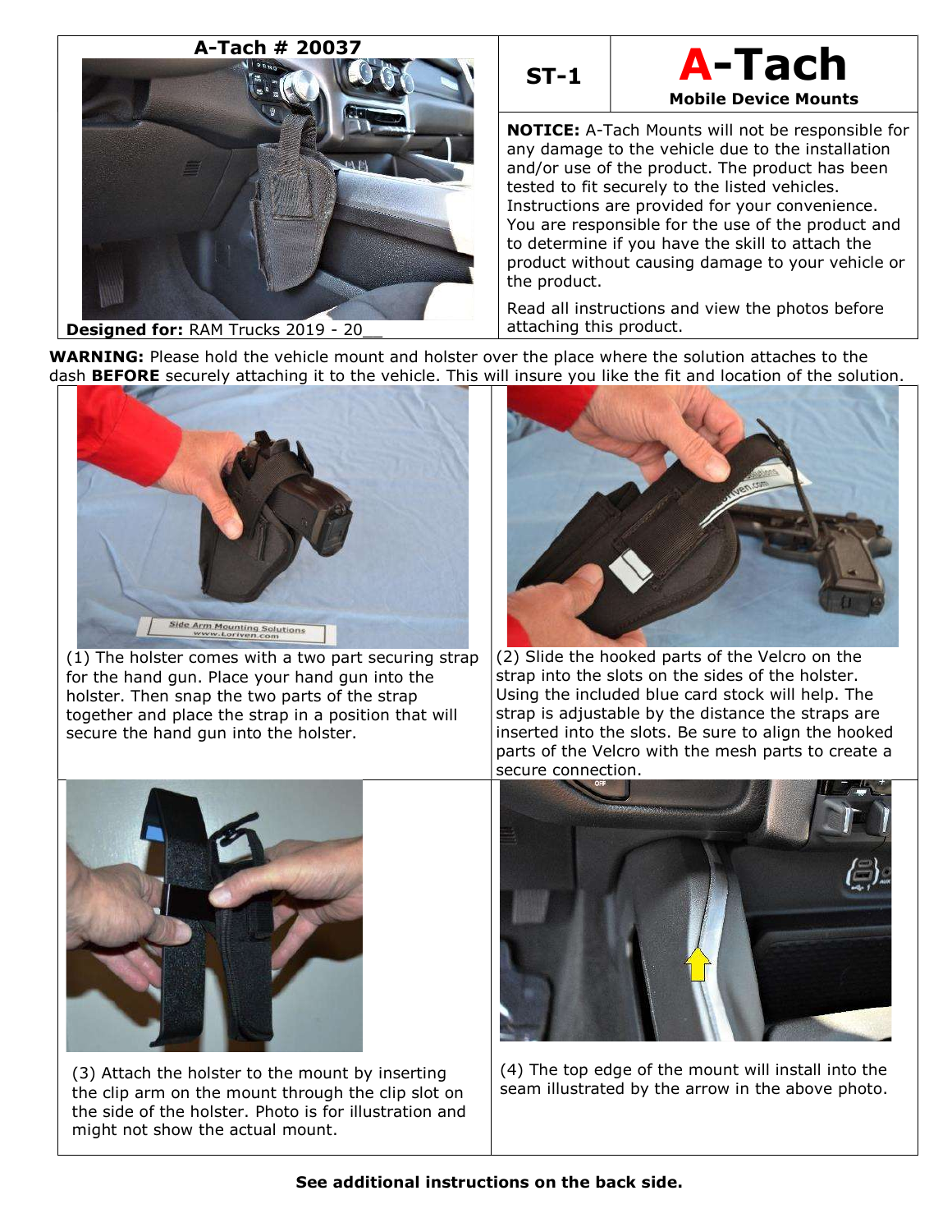**A-Tach # 20037**

**Designed for:** RAM Trucks 2019 - 20__

**ST-1**

# A-Tach

**Mobile Device Mounts**

**NOTICE:** A-Tach Mounts will not be responsible for any damage to the vehicle due to the installation and/or use of the product. The product has been tested to fit securely to the listed vehicles. Instructions are provided for your convenience. You are responsible for the use of the product and to determine if you have the skill to attach the product without causing damage to your vehicle or the product.

Read all instructions and view the photos before attaching this product.

**WARNING:** Please hold the vehicle mount and holster over the place where the solution attaches to the dash **BEFORE** securely attaching it to the vehicle. This will insure you like the fit and location of the solution.

(1) The holster comes with a two part securing strap for the hand gun. Place your hand gun into the holster. Then snap the two parts of the strap together and place the strap in a position that will secure the hand gun into the holster.

(2) Slide the hooked parts of the Velcro on the strap into the slots on the sides of the holster. Using the included blue card stock will help. The strap is adjustable by the distance the straps are inserted into the slots. Be sure to align the hooked parts of the Velcro with the mesh parts to create a secure connection.

(3) Attach the holster to the mount by inserting the clip arm on the mount through the clip slot on the side of the holster. Photo is for illustration and might not show the actual mount.

(4) The top edge of the mount will install into the seam illustrated by the arrow in the above photo.

**See additional instructions on the back side.**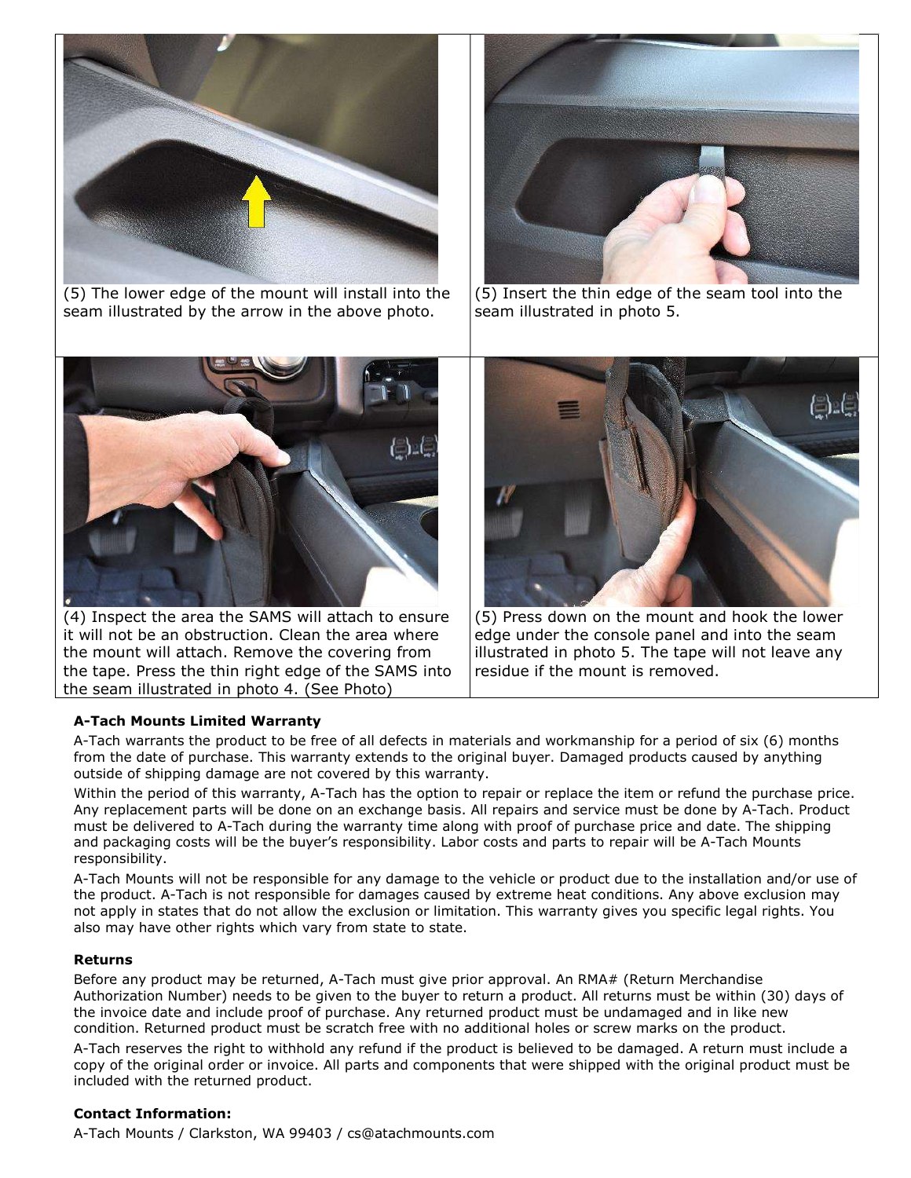(5) The lower edge of the mount will install into the seam illustrated by the arrow in the above photo.

(5) Insert the thin edge of the seam tool into the seam illustrated in photo 5.

(4) Inspect the area the SAMS will attach to ensure it will not be an obstruction. Clean the area where the mount will attach. Remove the covering from the tape. Press the thin right edge of the SAMS into the seam illustrated in photo 4. (See Photo)

(5) Press down on the mount and hook the lower edge under the console panel and into the seam illustrated in photo 5. The tape will not leave any residue if the mount is removed.

**A-Tach Mounts Limited Warranty**

A-Tach warrants the product to be free of all defects in materials and workmanship for a period of six (6) months from the date of purchase. This warranty extends to the original buyer. Damaged products caused by anything outside of shipping damage are not covered by this warranty.

Within the period of this warranty, A-Tach has the option to repair or replace the item or refund the purchase price. Any replacement parts will be done on an exchange basis. All repairs and service must be done by A-Tach. Product must be delivered to A-Tach during the warranty time along with proof of purchase price and date. The shipping and packaging costs will be the buyer's responsibility. Labor costs and parts to repair will be A-Tach Mounts responsibility.

A-Tach Mounts will not be responsible for any damage to the vehicle or product due to the installation and/or use of the product. A-Tach is not responsible for damages caused by extreme heat conditions. Any above exclusion may not apply in states that do not allow the exclusion or limitation. This warranty gives you specific legal rights. You also may have other rights which vary from state to state.

**Returns**

Before any product may be returned, A-Tach must give prior approval. An RMA# (Return Merchandise Authorization Number) needs to be given to the buyer to return a product. All returns must be within (30) days of the invoice date and include proof of purchase. Any returned product must be undamaged and in like new condition. Returned product must be scratch free with no additional holes or screw marks on the product.

A-Tach reserves the right to withhold any refund if the product is believed to be damaged. A return must include a copy of the original order or invoice. All parts and components that were shipped with the original product must be included with the returned product.

**Contact Information:**

A-Tach Mounts / Clarkston, WA 99403 / cs@atachmounts.com